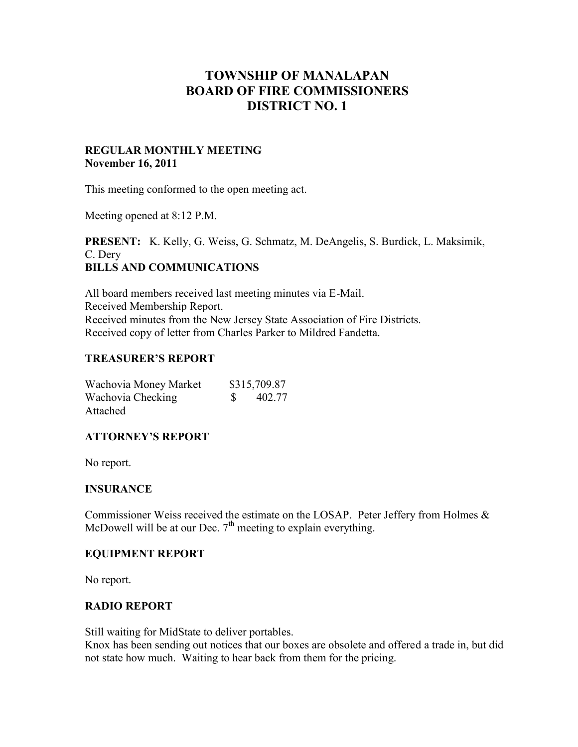# TOWNSHIP OF MANALAPAN
# BOARD OF FIRE COMMISSIONERS
# DISTRICT NO. 1

**REGULAR MONTHLY MEETING**
**November 16, 2011**

This meeting conformed to the open meeting act.

Meeting opened at 8:12 P.M.

**PRESENT:** K. Kelly, G. Weiss, G. Schmatz, M. DeAngelis, S. Burdick, L. Maksimik, C. Dery

**BILLS AND COMMUNICATIONS**

All board members received last meeting minutes via E-Mail.
Received Membership Report.
Received minutes from the New Jersey State Association of Fire Districts.
Received copy of letter from Charles Parker to Mildred Fandetta.

**TREASURER'S REPORT**

| | |
|---|---|
| Wachovia Money Market | \$315,709.87 |
| Wachovia Checking | \$ 402.77 |

Attached

**ATTORNEY'S REPORT**

No report.

**INSURANCE**

Commissioner Weiss received the estimate on the LOSAP. Peter Jeffery from Holmes & McDowell will be at our Dec. 7th meeting to explain everything.

**EQUIPMENT REPORT**

No report.

**RADIO REPORT**

Still waiting for MidState to deliver portables.
Knox has been sending out notices that our boxes are obsolete and offered a trade in, but did not state how much. Waiting to hear back from them for the pricing.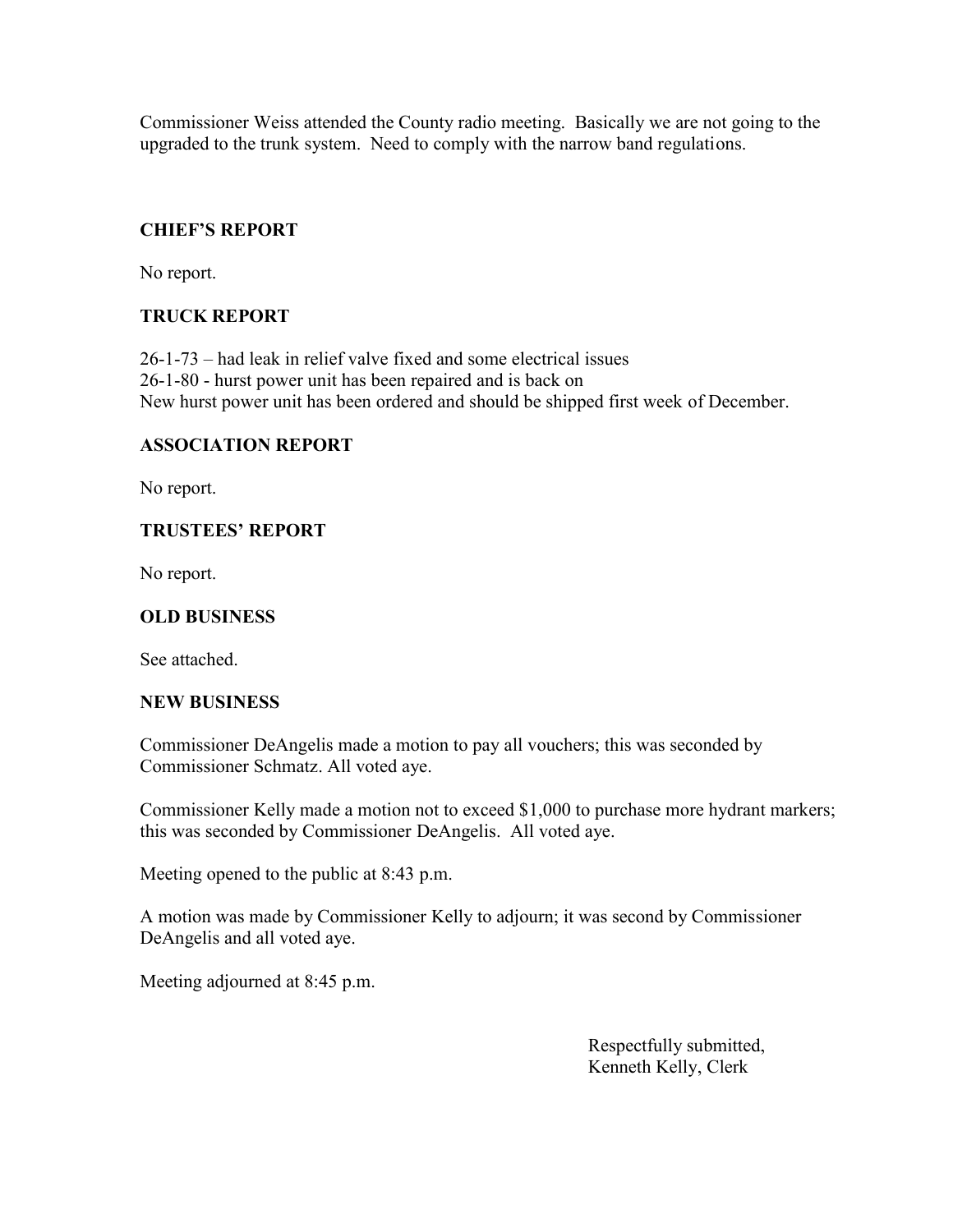Commissioner Weiss attended the County radio meeting. Basically we are not going to the upgraded to the trunk system. Need to comply with the narrow band regulations.

## CHIEF'S REPORT

No report.

## TRUCK REPORT

26-1-73 – had leak in relief valve fixed and some electrical issues
26-1-80 - hurst power unit has been repaired and is back on
New hurst power unit has been ordered and should be shipped first week of December.

## ASSOCIATION REPORT

No report.

## TRUSTEES' REPORT

No report.

## OLD BUSINESS

See attached.

## NEW BUSINESS

Commissioner DeAngelis made a motion to pay all vouchers; this was seconded by Commissioner Schmatz. All voted aye.

Commissioner Kelly made a motion not to exceed $1,000 to purchase more hydrant markers; this was seconded by Commissioner DeAngelis. All voted aye.

Meeting opened to the public at 8:43 p.m.

A motion was made by Commissioner Kelly to adjourn; it was second by Commissioner DeAngelis and all voted aye.

Meeting adjourned at 8:45 p.m.

Respectfully submitted,
Kenneth Kelly, Clerk